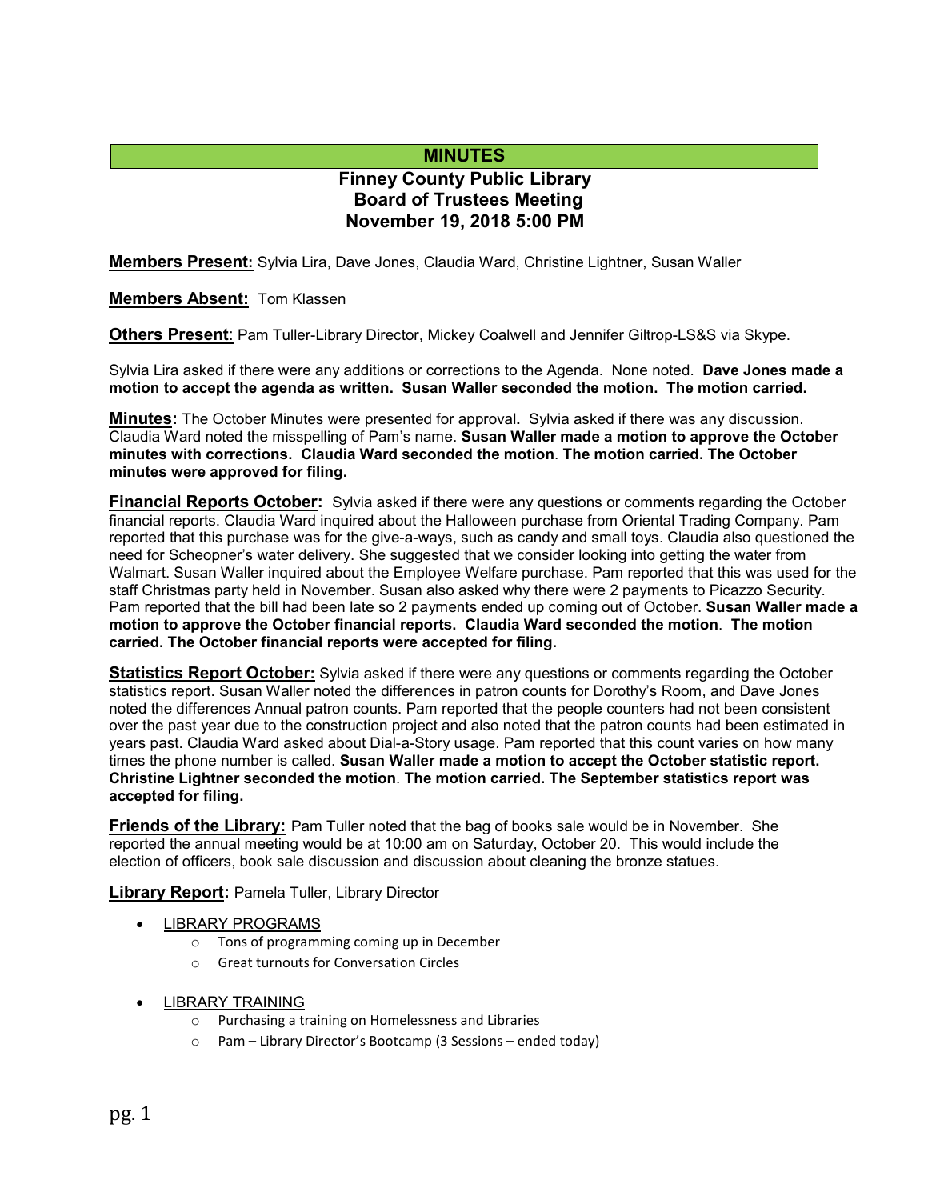# MINUTES

## Finney County Public Library Board of Trustees Meeting November 19, 2018 5:00 PM

**Members Present:** Sylvia Lira, Dave Jones, Claudia Ward, Christine Lightner, Susan Waller

**Members Absent:** Tom Klassen

**Others Present**: Pam Tuller-Library Director, Mickey Coalwell and Jennifer Giltrop-LS&S via Skype.

Sylvia Lira asked if there were any additions or corrections to the Agenda. None noted. **Dave Jones made a motion to accept the agenda as written. Susan Waller seconded the motion. The motion carried.**

**Minutes:** The October Minutes were presented for approval**.** Sylvia asked if there was any discussion. Claudia Ward noted the misspelling of Pam's name. **Susan Waller made a motion to approve the October minutes with corrections. Claudia Ward seconded the motion**. **The motion carried. The October minutes were approved for filing.**

**Financial Reports October:** Sylvia asked if there were any questions or comments regarding the October financial reports. Claudia Ward inquired about the Halloween purchase from Oriental Trading Company. Pam reported that this purchase was for the give-a-ways, such as candy and small toys. Claudia also questioned the need for Scheopner's water delivery. She suggested that we consider looking into getting the water from Walmart. Susan Waller inquired about the Employee Welfare purchase. Pam reported that this was used for the staff Christmas party held in November. Susan also asked why there were 2 payments to Picazzo Security. Pam reported that the bill had been late so 2 payments ended up coming out of October. **Susan Waller made a motion to approve the October financial reports. Claudia Ward seconded the motion**. **The motion carried. The October financial reports were accepted for filing.**

**Statistics Report October:** Sylvia asked if there were any questions or comments regarding the October statistics report. Susan Waller noted the differences in patron counts for Dorothy's Room, and Dave Jones noted the differences Annual patron counts. Pam reported that the people counters had not been consistent over the past year due to the construction project and also noted that the patron counts had been estimated in years past. Claudia Ward asked about Dial-a-Story usage. Pam reported that this count varies on how many times the phone number is called. **Susan Waller made a motion to accept the October statistic report. Christine Lightner seconded the motion**. **The motion carried. The September statistics report was accepted for filing.**

**Friends of the Library:** Pam Tuller noted that the bag of books sale would be in November. She reported the annual meeting would be at 10:00 am on Saturday, October 20. This would include the election of officers, book sale discussion and discussion about cleaning the bronze statues.

**Library Report:** Pamela Tuller, Library Director

- LIBRARY PROGRAMS
  - Tons of programming coming up in December
  - Great turnouts for Conversation Circles
- LIBRARY TRAINING
  - Purchasing a training on Homelessness and Libraries
  - Pam – Library Director's Bootcamp (3 Sessions – ended today)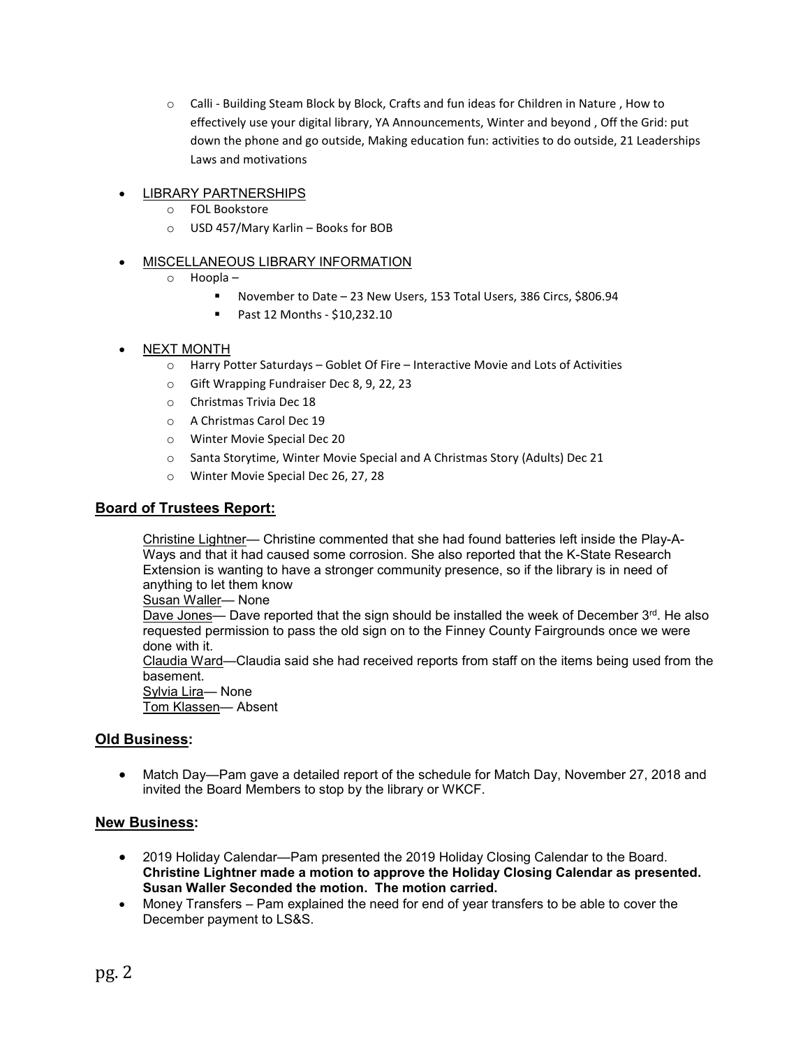- Calli - Building Steam Block by Block, Crafts and fun ideas for Children in Nature , How to effectively use your digital library, YA Announcements, Winter and beyond , Off the Grid: put down the phone and go outside, Making education fun: activities to do outside, 21 Leaderships Laws and motivations

- LIBRARY PARTNERSHIPS
  - FOL Bookstore
  - USD 457/Mary Karlin – Books for BOB

- MISCELLANEOUS LIBRARY INFORMATION
  - Hoopla –
    - November to Date – 23 New Users, 153 Total Users, 386 Circs, $806.94
    - Past 12 Months - $10,232.10

- NEXT MONTH
  - Harry Potter Saturdays – Goblet Of Fire – Interactive Movie and Lots of Activities
  - Gift Wrapping Fundraiser Dec 8, 9, 22, 23
  - Christmas Trivia Dec 18
  - A Christmas Carol Dec 19
  - Winter Movie Special Dec 20
  - Santa Storytime, Winter Movie Special and A Christmas Story (Adults) Dec 21
  - Winter Movie Special Dec 26, 27, 28

## Board of Trustees Report:

Christine Lightner— Christine commented that she had found batteries left inside the Play-A-Ways and that it had caused some corrosion. She also reported that the K-State Research Extension is wanting to have a stronger community presence, so if the library is in need of anything to let them know
Susan Waller— None
Dave Jones— Dave reported that the sign should be installed the week of December 3rd. He also requested permission to pass the old sign on to the Finney County Fairgrounds once we were done with it.
Claudia Ward—Claudia said she had received reports from staff on the items being used from the basement.
Sylvia Lira— None
Tom Klassen— Absent

## Old Business:

- Match Day—Pam gave a detailed report of the schedule for Match Day, November 27, 2018 and invited the Board Members to stop by the library or WKCF.

## New Business:

- 2019 Holiday Calendar—Pam presented the 2019 Holiday Closing Calendar to the Board. **Christine Lightner made a motion to approve the Holiday Closing Calendar as presented. Susan Waller Seconded the motion. The motion carried.**
- Money Transfers – Pam explained the need for end of year transfers to be able to cover the December payment to LS&S.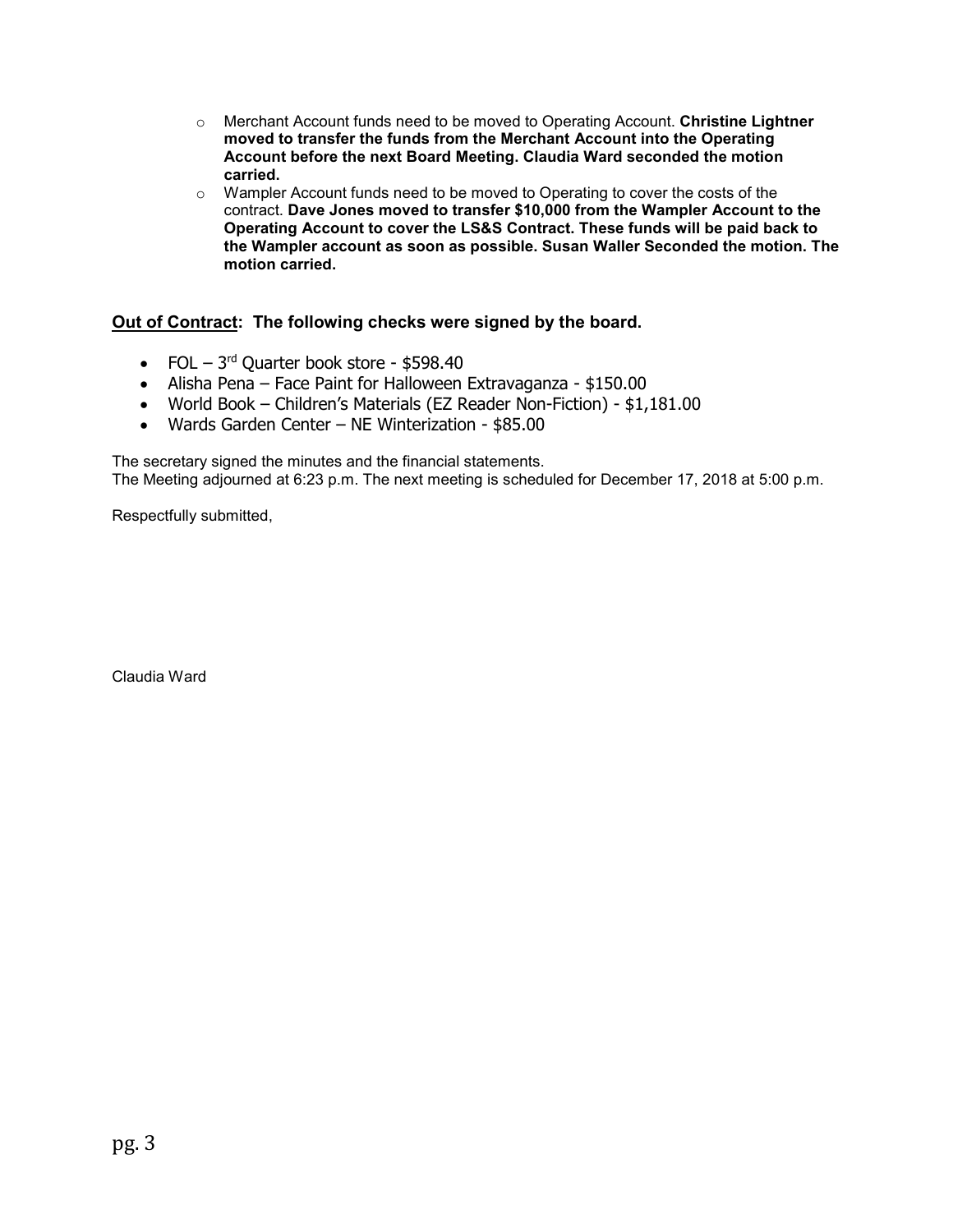- Merchant Account funds need to be moved to Operating Account. **Christine Lightner moved to transfer the funds from the Merchant Account into the Operating Account before the next Board Meeting. Claudia Ward seconded the motion carried.**
- Wampler Account funds need to be moved to Operating to cover the costs of the contract. **Dave Jones moved to transfer $10,000 from the Wampler Account to the Operating Account to cover the LS&S Contract. These funds will be paid back to the Wampler account as soon as possible. Susan Waller Seconded the motion. The motion carried.**

**<u>Out of Contract</u>: The following checks were signed by the board.**

- FOL – 3rd Quarter book store - $598.40
- Alisha Pena – Face Paint for Halloween Extravaganza - $150.00
- World Book – Children's Materials (EZ Reader Non-Fiction) - $1,181.00
- Wards Garden Center – NE Winterization - $85.00

The secretary signed the minutes and the financial statements.
The Meeting adjourned at 6:23 p.m. The next meeting is scheduled for December 17, 2018 at 5:00 p.m.

Respectfully submitted,

Claudia Ward